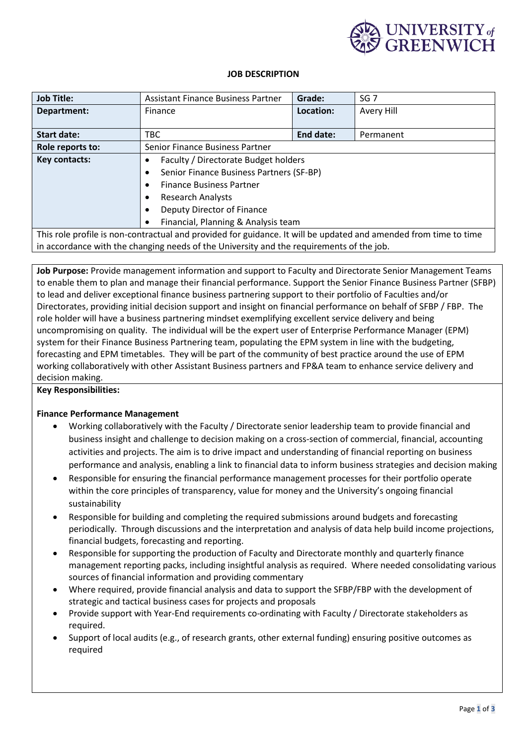# JOB DESCRIPTION

| Job Title: | Assistant Finance Business Partner | Grade: | SG 7 |
|---|---|---|---|
| Department: | Finance | Location: | Avery Hill |
| Start date: | TBC | End date: | Permanent |
| Role reports to: | Senior Finance Business Partner | | |
| Key contacts: | • Faculty / Directorate Budget holders<br>• Senior Finance Business Partners (SF-BP)<br>• Finance Business Partner<br>• Research Analysts<br>• Deputy Director of Finance<br>• Financial, Planning & Analysis team | | |

This role profile is non-contractual and provided for guidance. It will be updated and amended from time to time in accordance with the changing needs of the University and the requirements of the job.

**Job Purpose:** Provide management information and support to Faculty and Directorate Senior Management Teams to enable them to plan and manage their financial performance. Support the Senior Finance Business Partner (SFBP) to lead and deliver exceptional finance business partnering support to their portfolio of Faculties and/or Directorates, providing initial decision support and insight on financial performance on behalf of SFBP / FBP. The role holder will have a business partnering mindset exemplifying excellent service delivery and being uncompromising on quality. The individual will be the expert user of Enterprise Performance Manager (EPM) system for their Finance Business Partnering team, populating the EPM system in line with the budgeting, forecasting and EPM timetables. They will be part of the community of best practice around the use of EPM working collaboratively with other Assistant Business partners and FP&A team to enhance service delivery and decision making.

**Key Responsibilities:**

**Finance Performance Management**

- Working collaboratively with the Faculty / Directorate senior leadership team to provide financial and business insight and challenge to decision making on a cross-section of commercial, financial, accounting activities and projects. The aim is to drive impact and understanding of financial reporting on business performance and analysis, enabling a link to financial data to inform business strategies and decision making
- Responsible for ensuring the financial performance management processes for their portfolio operate within the core principles of transparency, value for money and the University's ongoing financial sustainability
- Responsible for building and completing the required submissions around budgets and forecasting periodically. Through discussions and the interpretation and analysis of data help build income projections, financial budgets, forecasting and reporting.
- Responsible for supporting the production of Faculty and Directorate monthly and quarterly finance management reporting packs, including insightful analysis as required. Where needed consolidating various sources of financial information and providing commentary
- Where required, provide financial analysis and data to support the SFBP/FBP with the development of strategic and tactical business cases for projects and proposals
- Provide support with Year-End requirements co-ordinating with Faculty / Directorate stakeholders as required.
- Support of local audits (e.g., of research grants, other external funding) ensuring positive outcomes as required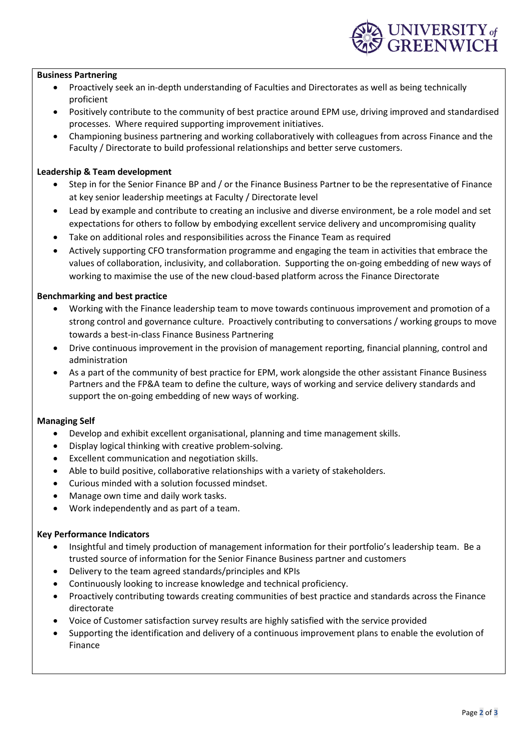**Business Partnering**

- Proactively seek an in-depth understanding of Faculties and Directorates as well as being technically proficient
- Positively contribute to the community of best practice around EPM use, driving improved and standardised processes. Where required supporting improvement initiatives.
- Championing business partnering and working collaboratively with colleagues from across Finance and the Faculty / Directorate to build professional relationships and better serve customers.

**Leadership & Team development**

- Step in for the Senior Finance BP and / or the Finance Business Partner to be the representative of Finance at key senior leadership meetings at Faculty / Directorate level
- Lead by example and contribute to creating an inclusive and diverse environment, be a role model and set expectations for others to follow by embodying excellent service delivery and uncompromising quality
- Take on additional roles and responsibilities across the Finance Team as required
- Actively supporting CFO transformation programme and engaging the team in activities that embrace the values of collaboration, inclusivity, and collaboration. Supporting the on-going embedding of new ways of working to maximise the use of the new cloud-based platform across the Finance Directorate

**Benchmarking and best practice**

- Working with the Finance leadership team to move towards continuous improvement and promotion of a strong control and governance culture. Proactively contributing to conversations / working groups to move towards a best-in-class Finance Business Partnering
- Drive continuous improvement in the provision of management reporting, financial planning, control and administration
- As a part of the community of best practice for EPM, work alongside the other assistant Finance Business Partners and the FP&A team to define the culture, ways of working and service delivery standards and support the on-going embedding of new ways of working.

**Managing Self**

- Develop and exhibit excellent organisational, planning and time management skills.
- Display logical thinking with creative problem-solving.
- Excellent communication and negotiation skills.
- Able to build positive, collaborative relationships with a variety of stakeholders.
- Curious minded with a solution focussed mindset.
- Manage own time and daily work tasks.
- Work independently and as part of a team.

**Key Performance Indicators**

- Insightful and timely production of management information for their portfolio's leadership team. Be a trusted source of information for the Senior Finance Business partner and customers
- Delivery to the team agreed standards/principles and KPIs
- Continuously looking to increase knowledge and technical proficiency.
- Proactively contributing towards creating communities of best practice and standards across the Finance directorate
- Voice of Customer satisfaction survey results are highly satisfied with the service provided
- Supporting the identification and delivery of a continuous improvement plans to enable the evolution of Finance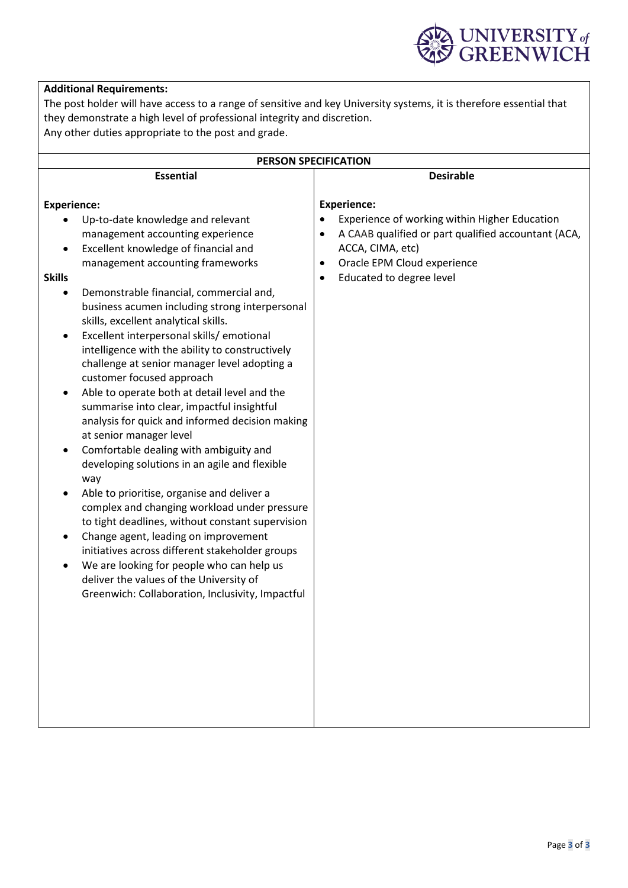**Additional Requirements:**

The post holder will have access to a range of sensitive and key University systems, it is therefore essential that they demonstrate a high level of professional integrity and discretion.

Any other duties appropriate to the post and grade.

## PERSON SPECIFICATION

| Essential | Desirable |
|---|---|
| **Experience:**<br>• Up-to-date knowledge and relevant management accounting experience<br>• Excellent knowledge of financial and management accounting frameworks<br>**Skills**<br>• Demonstrable financial, commercial and, business acumen including strong interpersonal skills, excellent analytical skills.<br>• Excellent interpersonal skills/ emotional intelligence with the ability to constructively challenge at senior manager level adopting a customer focused approach<br>• Able to operate both at detail level and the summarise into clear, impactful insightful analysis for quick and informed decision making at senior manager level<br>• Comfortable dealing with ambiguity and developing solutions in an agile and flexible way<br>• Able to prioritise, organise and deliver a complex and changing workload under pressure to tight deadlines, without constant supervision<br>• Change agent, leading on improvement initiatives across different stakeholder groups<br>• We are looking for people who can help us deliver the values of the University of Greenwich: Collaboration, Inclusivity, Impactful | **Experience:**<br>• Experience of working within Higher Education<br>• A CAAB qualified or part qualified accountant (ACA, ACCA, CIMA, etc)<br>• Oracle EPM Cloud experience<br>• Educated to degree level |